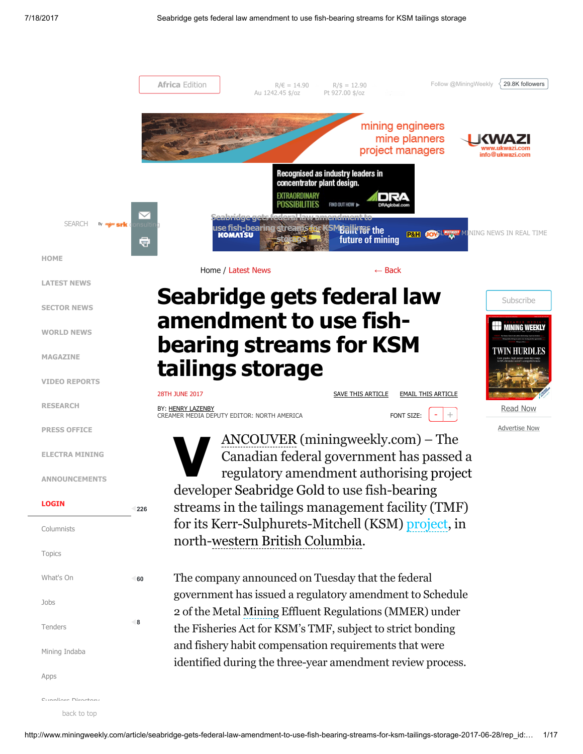Home / Latest News

# Seabridge gets federal law amendment to use fish-bearing streams for KSM tailings storage

28TH JUNE 2017

BY: HENRY LAZENBY
CREAMER MEDIA DEPUTY EDITOR: NORTH AMERICA

VANCOUVER (miningweekly.com) – The Canadian federal government has passed a regulatory amendment authorising project developer Seabridge Gold to use fish-bearing streams in the tailings management facility (TMF) for its Kerr-Sulphurets-Mitchell (KSM) project, in north-western British Columbia.

The company announced on Tuesday that the federal government has issued a regulatory amendment to Schedule 2 of the Metal Mining Effluent Regulations (MMER) under the Fisheries Act for KSM's TMF, subject to strict bonding and fishery habit compensation requirements that were identified during the three-year amendment review process.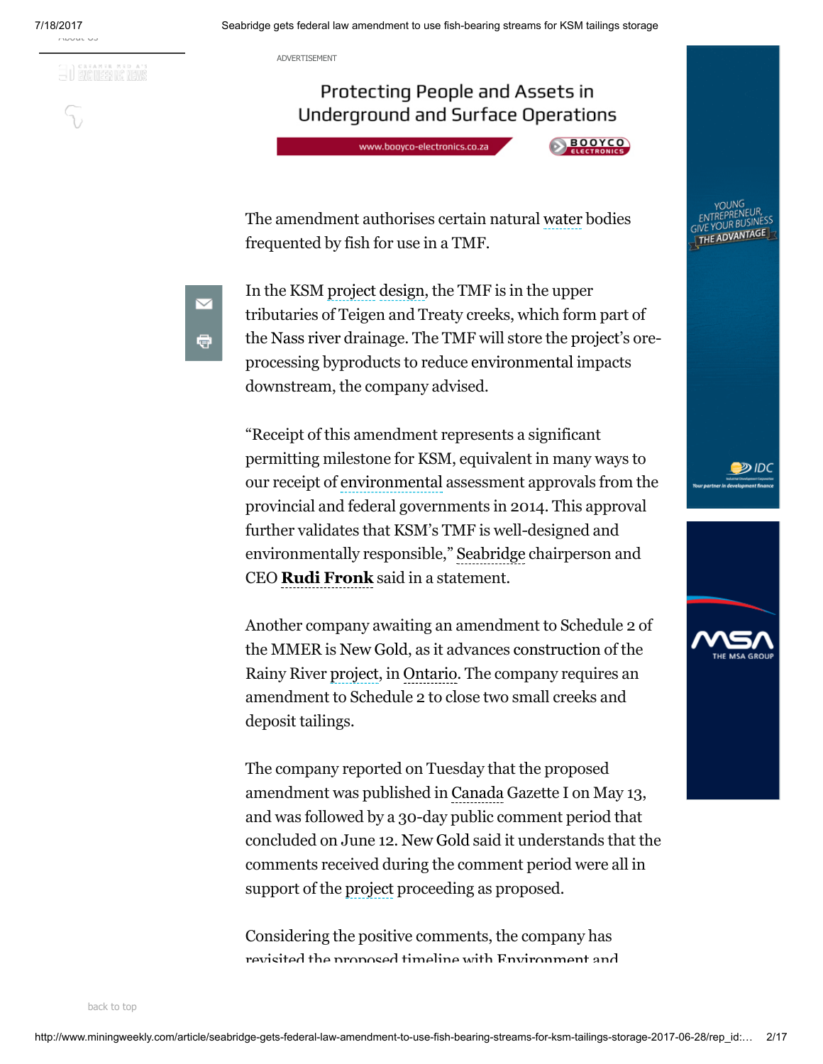The amendment authorises certain natural water bodies frequented by fish for use in a TMF.

In the KSM project design, the TMF is in the upper tributaries of Teigen and Treaty creeks, which form part of the Nass river drainage. The TMF will store the project's ore-processing byproducts to reduce environmental impacts downstream, the company advised.

"Receipt of this amendment represents a significant permitting milestone for KSM, equivalent in many ways to our receipt of environmental assessment approvals from the provincial and federal governments in 2014. This approval further validates that KSM's TMF is well-designed and environmentally responsible," Seabridge chairperson and CEO **Rudi Fronk** said in a statement.

Another company awaiting an amendment to Schedule 2 of the MMER is New Gold, as it advances construction of the Rainy River project, in Ontario. The company requires an amendment to Schedule 2 to close two small creeks and deposit tailings.

The company reported on Tuesday that the proposed amendment was published in Canada Gazette I on May 13, and was followed by a 30-day public comment period that concluded on June 12. New Gold said it understands that the comments received during the comment period were all in support of the project proceeding as proposed.

Considering the positive comments, the company has revisited the proposed timeline with Environment and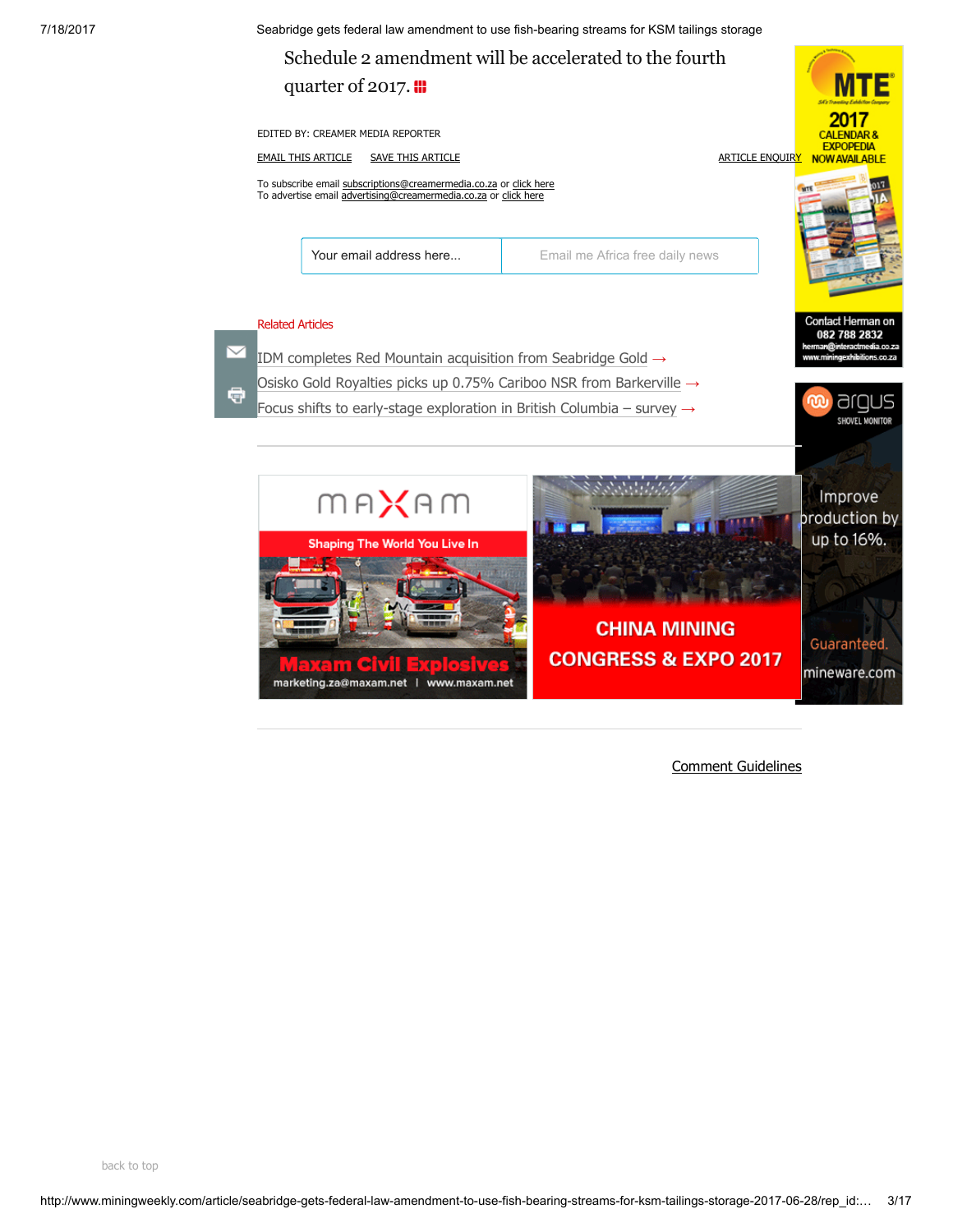Schedule 2 amendment will be accelerated to the fourth quarter of 2017.

EDITED BY: CREAMER MEDIA REPORTER

EMAIL THIS ARTICLE SAVE THIS ARTICLE ARTICLE ENQUIRY

To subscribe email subscriptions@creamermedia.co.za or click here
To advertise email advertising@creamermedia.co.za or click here

Your email address here... Email me Africa free daily news

Related Articles

IDM completes Red Mountain acquisition from Seabridge Gold →
Osisko Gold Royalties picks up 0.75% Cariboo NSR from Barkerville →
Focus shifts to early-stage exploration in British Columbia – survey →

Comment Guidelines

back to top